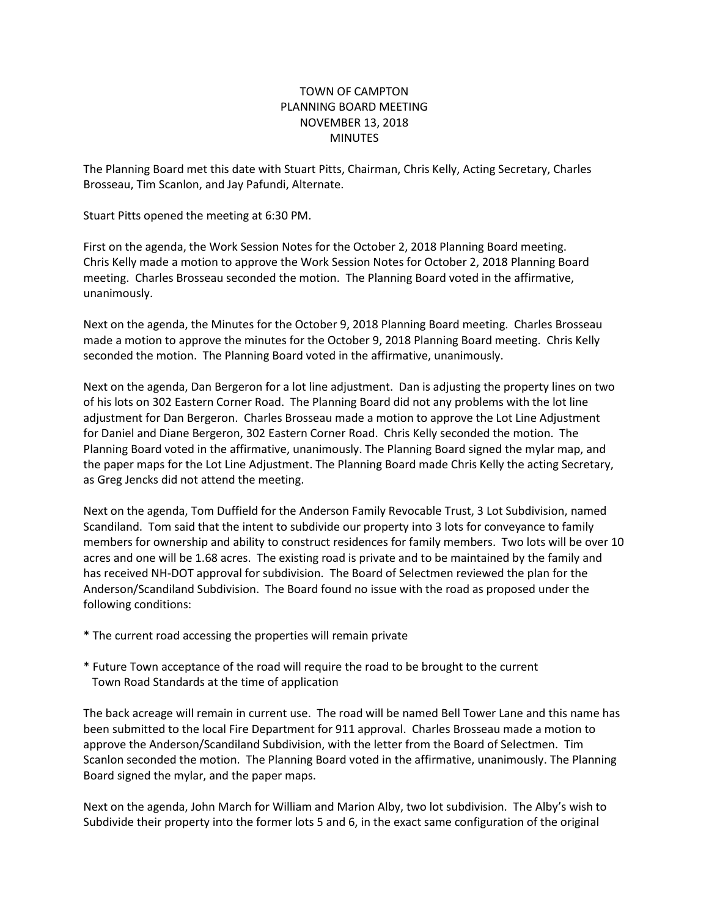# TOWN OF CAMPTON
## PLANNING BOARD MEETING
## NOVEMBER 13, 2018
## MINUTES

The Planning Board met this date with Stuart Pitts, Chairman, Chris Kelly, Acting Secretary, Charles Brosseau, Tim Scanlon, and Jay Pafundi, Alternate.

Stuart Pitts opened the meeting at 6:30 PM.

First on the agenda, the Work Session Notes for the October 2, 2018 Planning Board meeting. Chris Kelly made a motion to approve the Work Session Notes for October 2, 2018 Planning Board meeting. Charles Brosseau seconded the motion. The Planning Board voted in the affirmative, unanimously.

Next on the agenda, the Minutes for the October 9, 2018 Planning Board meeting. Charles Brosseau made a motion to approve the minutes for the October 9, 2018 Planning Board meeting. Chris Kelly seconded the motion. The Planning Board voted in the affirmative, unanimously.

Next on the agenda, Dan Bergeron for a lot line adjustment. Dan is adjusting the property lines on two of his lots on 302 Eastern Corner Road. The Planning Board did not any problems with the lot line adjustment for Dan Bergeron. Charles Brosseau made a motion to approve the Lot Line Adjustment for Daniel and Diane Bergeron, 302 Eastern Corner Road. Chris Kelly seconded the motion. The Planning Board voted in the affirmative, unanimously. The Planning Board signed the mylar map, and the paper maps for the Lot Line Adjustment. The Planning Board made Chris Kelly the acting Secretary, as Greg Jencks did not attend the meeting.

Next on the agenda, Tom Duffield for the Anderson Family Revocable Trust, 3 Lot Subdivision, named Scandiland. Tom said that the intent to subdivide our property into 3 lots for conveyance to family members for ownership and ability to construct residences for family members. Two lots will be over 10 acres and one will be 1.68 acres. The existing road is private and to be maintained by the family and has received NH-DOT approval for subdivision. The Board of Selectmen reviewed the plan for the Anderson/Scandiland Subdivision. The Board found no issue with the road as proposed under the following conditions:

* The current road accessing the properties will remain private

* Future Town acceptance of the road will require the road to be brought to the current Town Road Standards at the time of application

The back acreage will remain in current use. The road will be named Bell Tower Lane and this name has been submitted to the local Fire Department for 911 approval. Charles Brosseau made a motion to approve the Anderson/Scandiland Subdivision, with the letter from the Board of Selectmen. Tim Scanlon seconded the motion. The Planning Board voted in the affirmative, unanimously. The Planning Board signed the mylar, and the paper maps.

Next on the agenda, John March for William and Marion Alby, two lot subdivision. The Alby's wish to Subdivide their property into the former lots 5 and 6, in the exact same configuration of the original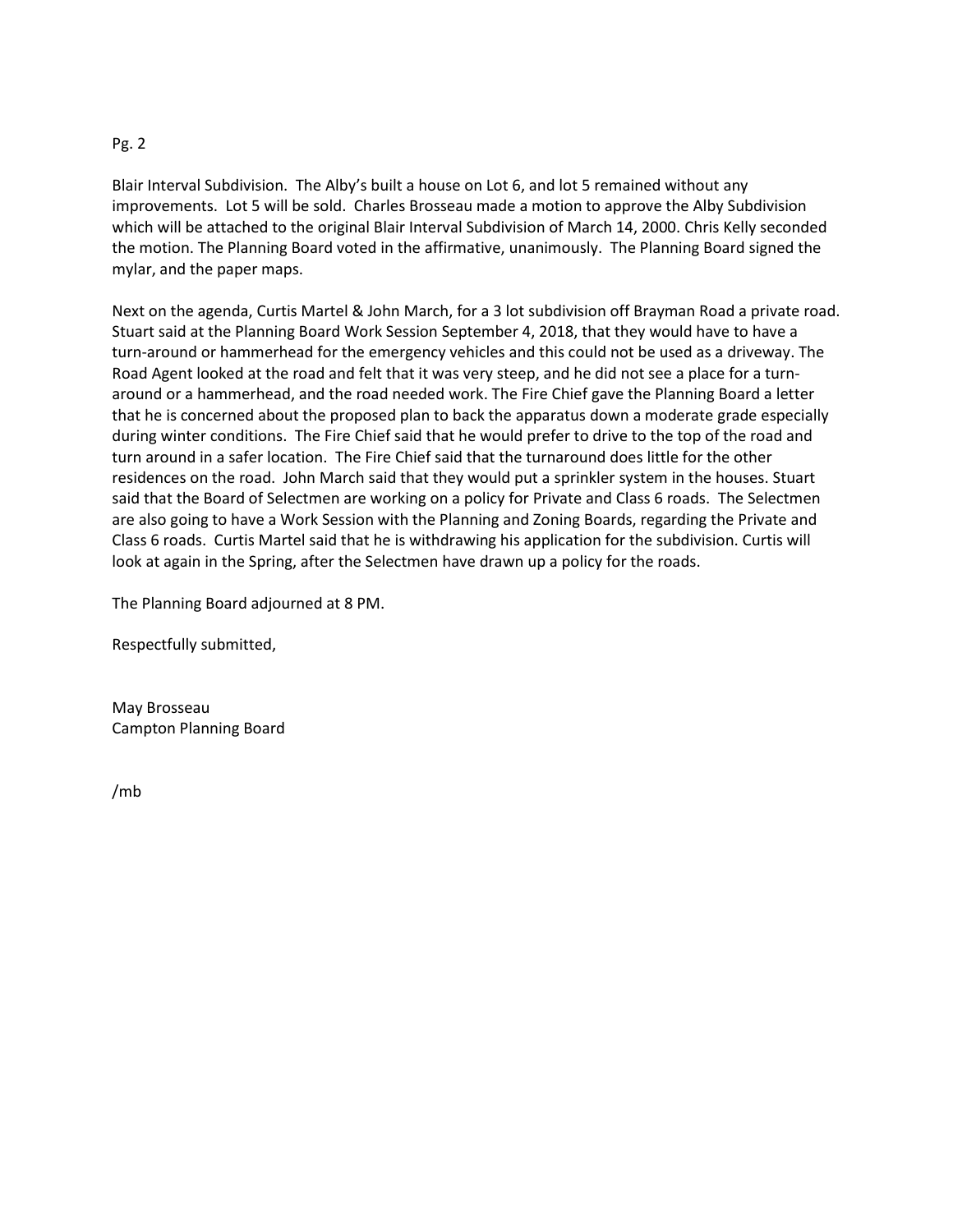Blair Interval Subdivision. The Alby's built a house on Lot 6, and lot 5 remained without any improvements. Lot 5 will be sold. Charles Brosseau made a motion to approve the Alby Subdivision which will be attached to the original Blair Interval Subdivision of March 14, 2000. Chris Kelly seconded the motion. The Planning Board voted in the affirmative, unanimously. The Planning Board signed the mylar, and the paper maps.

Next on the agenda, Curtis Martel & John March, for a 3 lot subdivision off Brayman Road a private road. Stuart said at the Planning Board Work Session September 4, 2018, that they would have to have a turn-around or hammerhead for the emergency vehicles and this could not be used as a driveway. The Road Agent looked at the road and felt that it was very steep, and he did not see a place for a turn-around or a hammerhead, and the road needed work. The Fire Chief gave the Planning Board a letter that he is concerned about the proposed plan to back the apparatus down a moderate grade especially during winter conditions. The Fire Chief said that he would prefer to drive to the top of the road and turn around in a safer location. The Fire Chief said that the turnaround does little for the other residences on the road. John March said that they would put a sprinkler system in the houses. Stuart said that the Board of Selectmen are working on a policy for Private and Class 6 roads. The Selectmen are also going to have a Work Session with the Planning and Zoning Boards, regarding the Private and Class 6 roads. Curtis Martel said that he is withdrawing his application for the subdivision. Curtis will look at again in the Spring, after the Selectmen have drawn up a policy for the roads.

The Planning Board adjourned at 8 PM.

Respectfully submitted,

May Brosseau
Campton Planning Board

/mb